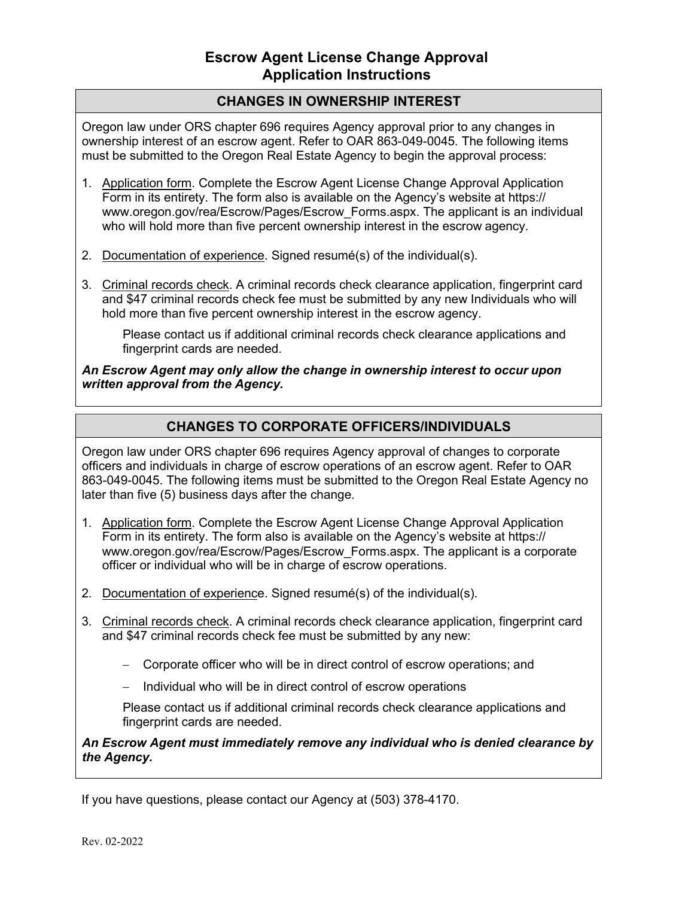# Escrow Agent License Change Approval
# Application Instructions

## CHANGES IN OWNERSHIP INTEREST

Oregon law under ORS chapter 696 requires Agency approval prior to any changes in ownership interest of an escrow agent. Refer to OAR 863-049-0045. The following items must be submitted to the Oregon Real Estate Agency to begin the approval process:

1. Application form. Complete the Escrow Agent License Change Approval Application Form in its entirety. The form also is available on the Agency's website at https://www.oregon.gov/rea/Escrow/Pages/Escrow_Forms.aspx. The applicant is an individual who will hold more than five percent ownership interest in the escrow agency.

2. Documentation of experience. Signed resumé(s) of the individual(s).

3. Criminal records check. A criminal records check clearance application, fingerprint card and $47 criminal records check fee must be submitted by any new Individuals who will hold more than five percent ownership interest in the escrow agency.

   Please contact us if additional criminal records check clearance applications and fingerprint cards are needed.

***An Escrow Agent may only allow the change in ownership interest to occur upon written approval from the Agency.***

## CHANGES TO CORPORATE OFFICERS/INDIVIDUALS

Oregon law under ORS chapter 696 requires Agency approval of changes to corporate officers and individuals in charge of escrow operations of an escrow agent. Refer to OAR 863-049-0045. The following items must be submitted to the Oregon Real Estate Agency no later than five (5) business days after the change.

1. Application form. Complete the Escrow Agent License Change Approval Application Form in its entirety. The form also is available on the Agency's website at https://www.oregon.gov/rea/Escrow/Pages/Escrow_Forms.aspx. The applicant is a corporate officer or individual who will be in charge of escrow operations.

2. Documentation of experience. Signed resumé(s) of the individual(s).

3. Criminal records check. A criminal records check clearance application, fingerprint card and $47 criminal records check fee must be submitted by any new:

   - Corporate officer who will be in direct control of escrow operations; and
   - Individual who will be in direct control of escrow operations

   Please contact us if additional criminal records check clearance applications and fingerprint cards are needed.

***An Escrow Agent must immediately remove any individual who is denied clearance by the Agency.***

If you have questions, please contact our Agency at (503) 378-4170.

Rev. 02-2022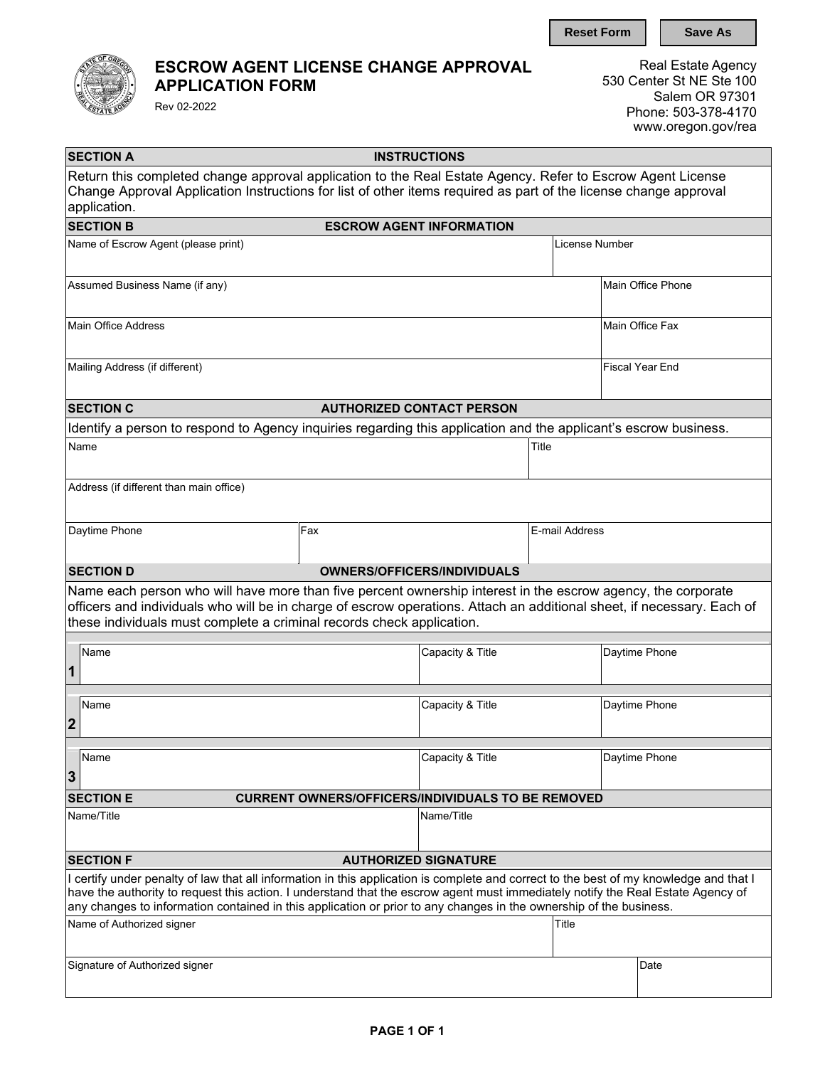Reset Form | Save As

# ESCROW AGENT LICENSE CHANGE APPROVAL APPLICATION FORM

Rev 02-2022

Real Estate Agency
530 Center St NE Ste 100
Salem OR 97301
Phone: 503-378-4170
www.oregon.gov/rea

## SECTION A — INSTRUCTIONS

Return this completed change approval application to the Real Estate Agency. Refer to Escrow Agent License Change Approval Application Instructions for list of other items required as part of the license change approval application.

## SECTION B — ESCROW AGENT INFORMATION

| | |
|---|---|
| Name of Escrow Agent (please print) | License Number |
| Assumed Business Name (if any) | Main Office Phone |
| Main Office Address | Main Office Fax |
| Mailing Address (if different) | Fiscal Year End |

## SECTION C — AUTHORIZED CONTACT PERSON

Identify a person to respond to Agency inquiries regarding this application and the applicant's escrow business.

| | | |
|---|---|---|
| Name | | Title |
| Address (if different than main office) | | |
| Daytime Phone | Fax | E-mail Address |

## SECTION D — OWNERS/OFFICERS/INDIVIDUALS

Name each person who will have more than five percent ownership interest in the escrow agency, the corporate officers and individuals who will be in charge of escrow operations. Attach an additional sheet, if necessary. Each of these individuals must complete a criminal records check application.

| | Name | Capacity & Title | Daytime Phone |
|---|---|---|---|
| 1 | | | |
| 2 | | | |
| 3 | | | |

## SECTION E — CURRENT OWNERS/OFFICERS/INDIVIDUALS TO BE REMOVED

| | |
|---|---|
| Name/Title | Name/Title |

## SECTION F — AUTHORIZED SIGNATURE

I certify under penalty of law that all information in this application is complete and correct to the best of my knowledge and that I have the authority to request this action. I understand that the escrow agent must immediately notify the Real Estate Agency of any changes to information contained in this application or prior to any changes in the ownership of the business.

| | |
|---|---|
| Name of Authorized signer | Title |
| Signature of Authorized signer | Date |